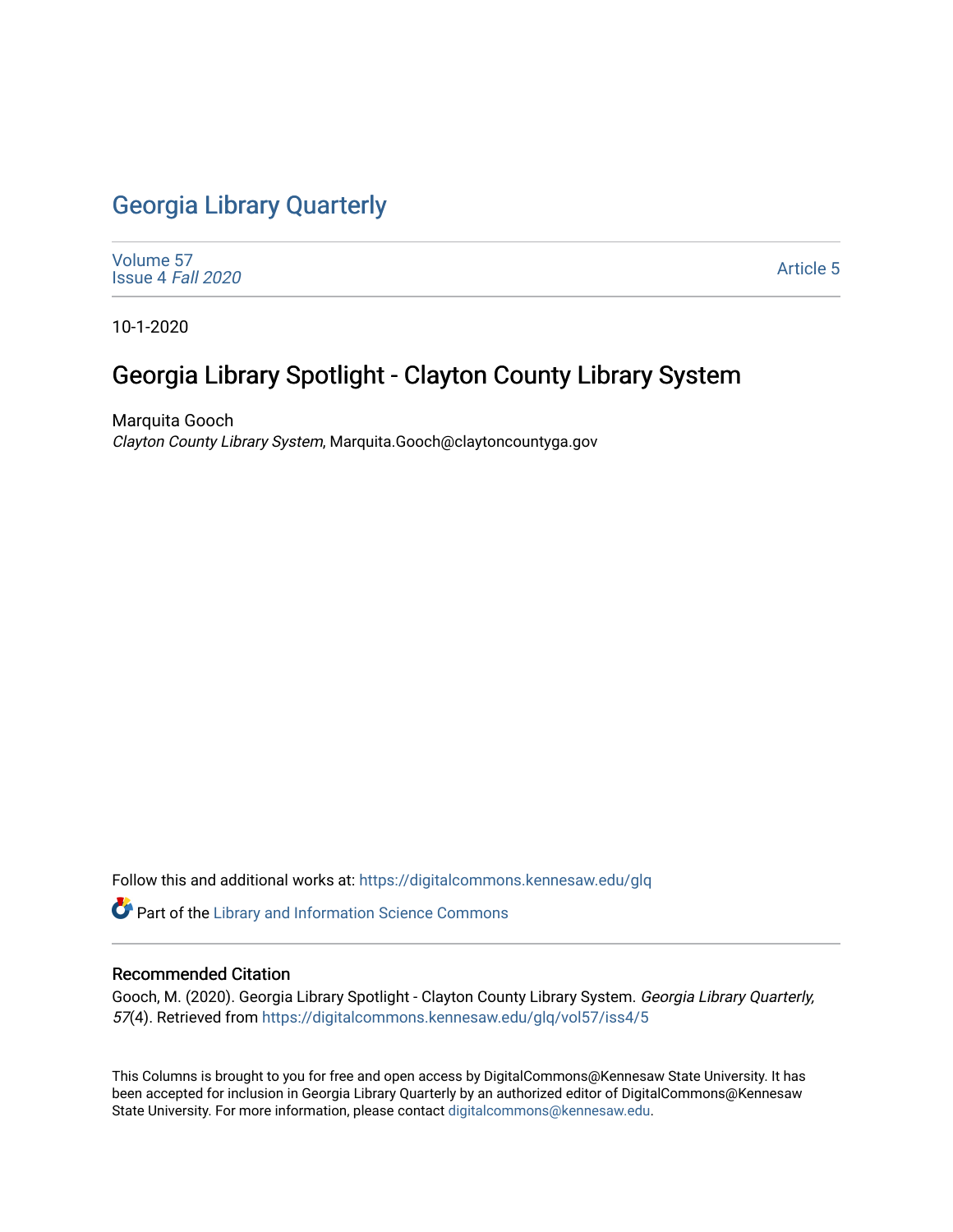# Georgia Library Quarterly

Volume 57
Issue 4 *Fall 2020*

Article 5

10-1-2020

## Georgia Library Spotlight - Clayton County Library System

Marquita Gooch
*Clayton County Library System*, Marquita.Gooch@claytoncountyga.gov

Follow this and additional works at: https://digitalcommons.kennesaw.edu/glq

Part of the Library and Information Science Commons

### Recommended Citation

Gooch, M. (2020). Georgia Library Spotlight - Clayton County Library System. *Georgia Library Quarterly, 57*(4). Retrieved from https://digitalcommons.kennesaw.edu/glq/vol57/iss4/5

This Columns is brought to you for free and open access by DigitalCommons@Kennesaw State University. It has been accepted for inclusion in Georgia Library Quarterly by an authorized editor of DigitalCommons@Kennesaw State University. For more information, please contact digitalcommons@kennesaw.edu.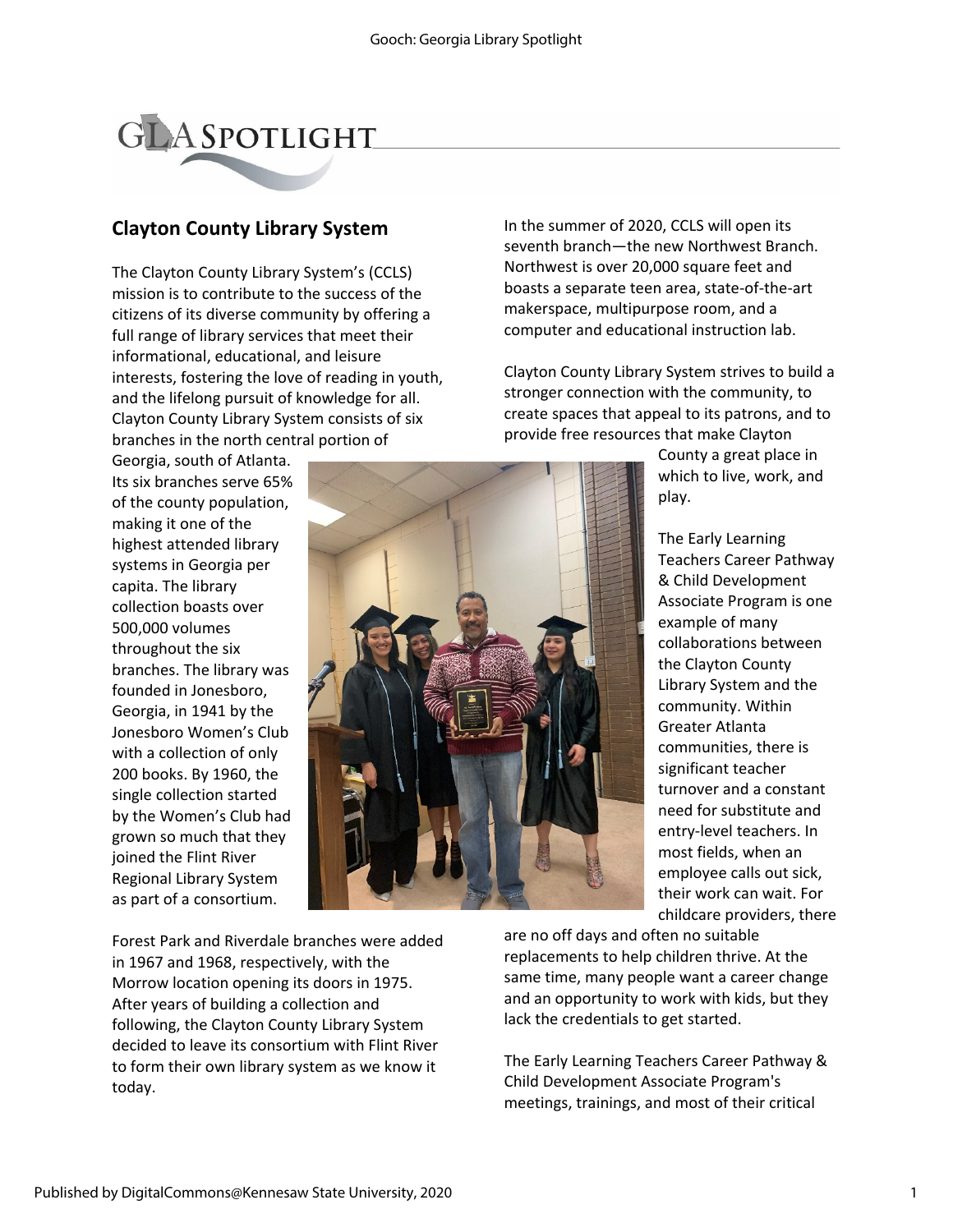# GLA Spotlight

## Clayton County Library System

The Clayton County Library System's (CCLS) mission is to contribute to the success of the citizens of its diverse community by offering a full range of library services that meet their informational, educational, and leisure interests, fostering the love of reading in youth, and the lifelong pursuit of knowledge for all. Clayton County Library System consists of six branches in the north central portion of Georgia, south of Atlanta. Its six branches serve 65% of the county population, making it one of the highest attended library systems in Georgia per capita. The library collection boasts over 500,000 volumes throughout the six branches. The library was founded in Jonesboro, Georgia, in 1941 by the Jonesboro Women's Club with a collection of only 200 books. By 1960, the single collection started by the Women's Club had grown so much that they joined the Flint River Regional Library System as part of a consortium.

Forest Park and Riverdale branches were added in 1967 and 1968, respectively, with the Morrow location opening its doors in 1975. After years of building a collection and following, the Clayton County Library System decided to leave its consortium with Flint River to form their own library system as we know it today.

In the summer of 2020, CCLS will open its seventh branch—the new Northwest Branch. Northwest is over 20,000 square feet and boasts a separate teen area, state-of-the-art makerspace, multipurpose room, and a computer and educational instruction lab.

Clayton County Library System strives to build a stronger connection with the community, to create spaces that appeal to its patrons, and to provide free resources that make Clayton County a great place in which to live, work, and play.

The Early Learning Teachers Career Pathway & Child Development Associate Program is one example of many collaborations between the Clayton County Library System and the community. Within Greater Atlanta communities, there is significant teacher turnover and a constant need for substitute and entry-level teachers. In most fields, when an employee calls out sick, their work can wait. For childcare providers, there are no off days and often no suitable replacements to help children thrive. At the same time, many people want a career change and an opportunity to work with kids, but they lack the credentials to get started.

The Early Learning Teachers Career Pathway & Child Development Associate Program's meetings, trainings, and most of their critical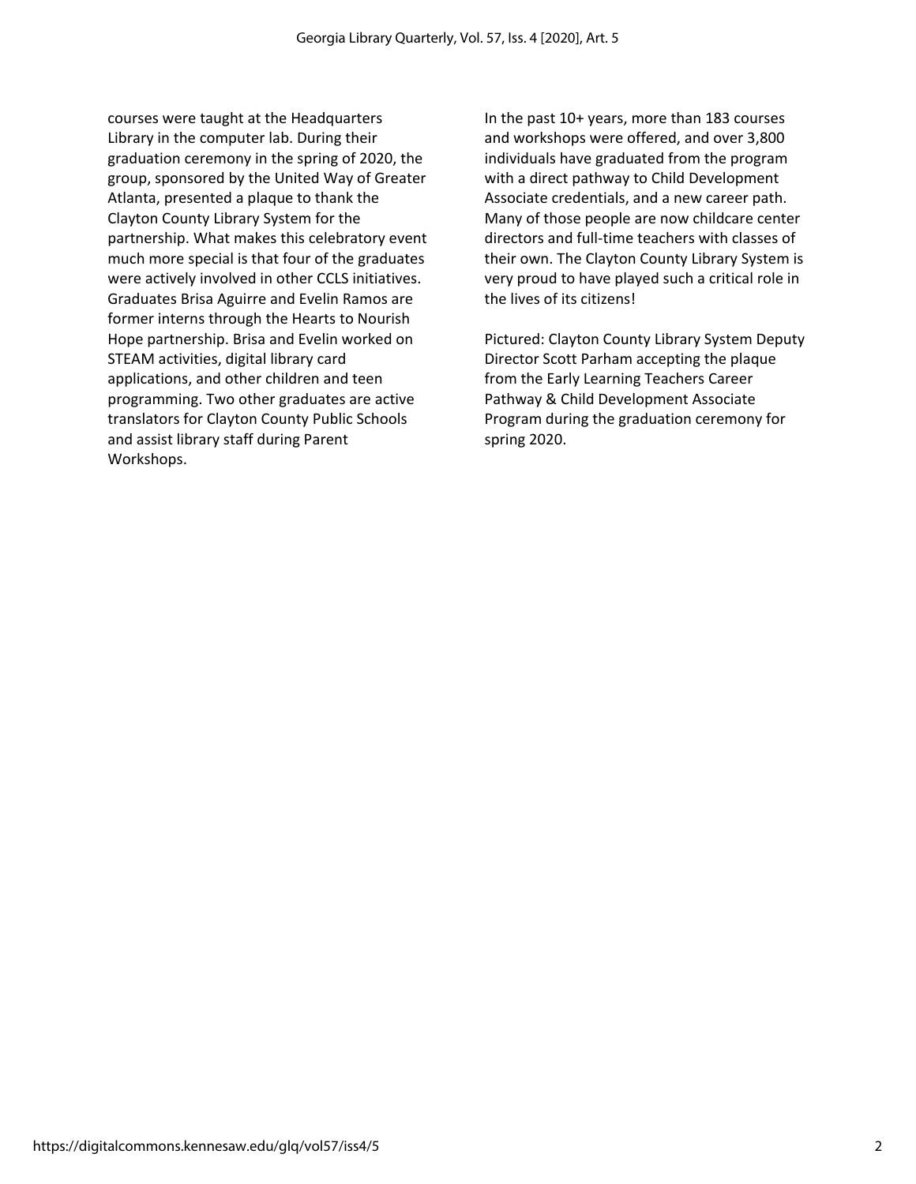courses were taught at the Headquarters Library in the computer lab. During their graduation ceremony in the spring of 2020, the group, sponsored by the United Way of Greater Atlanta, presented a plaque to thank the Clayton County Library System for the partnership. What makes this celebratory event much more special is that four of the graduates were actively involved in other CCLS initiatives. Graduates Brisa Aguirre and Evelin Ramos are former interns through the Hearts to Nourish Hope partnership. Brisa and Evelin worked on STEAM activities, digital library card applications, and other children and teen programming. Two other graduates are active translators for Clayton County Public Schools and assist library staff during Parent Workshops.

In the past 10+ years, more than 183 courses and workshops were offered, and over 3,800 individuals have graduated from the program with a direct pathway to Child Development Associate credentials, and a new career path. Many of those people are now childcare center directors and full-time teachers with classes of their own. The Clayton County Library System is very proud to have played such a critical role in the lives of its citizens!

Pictured: Clayton County Library System Deputy Director Scott Parham accepting the plaque from the Early Learning Teachers Career Pathway & Child Development Associate Program during the graduation ceremony for spring 2020.